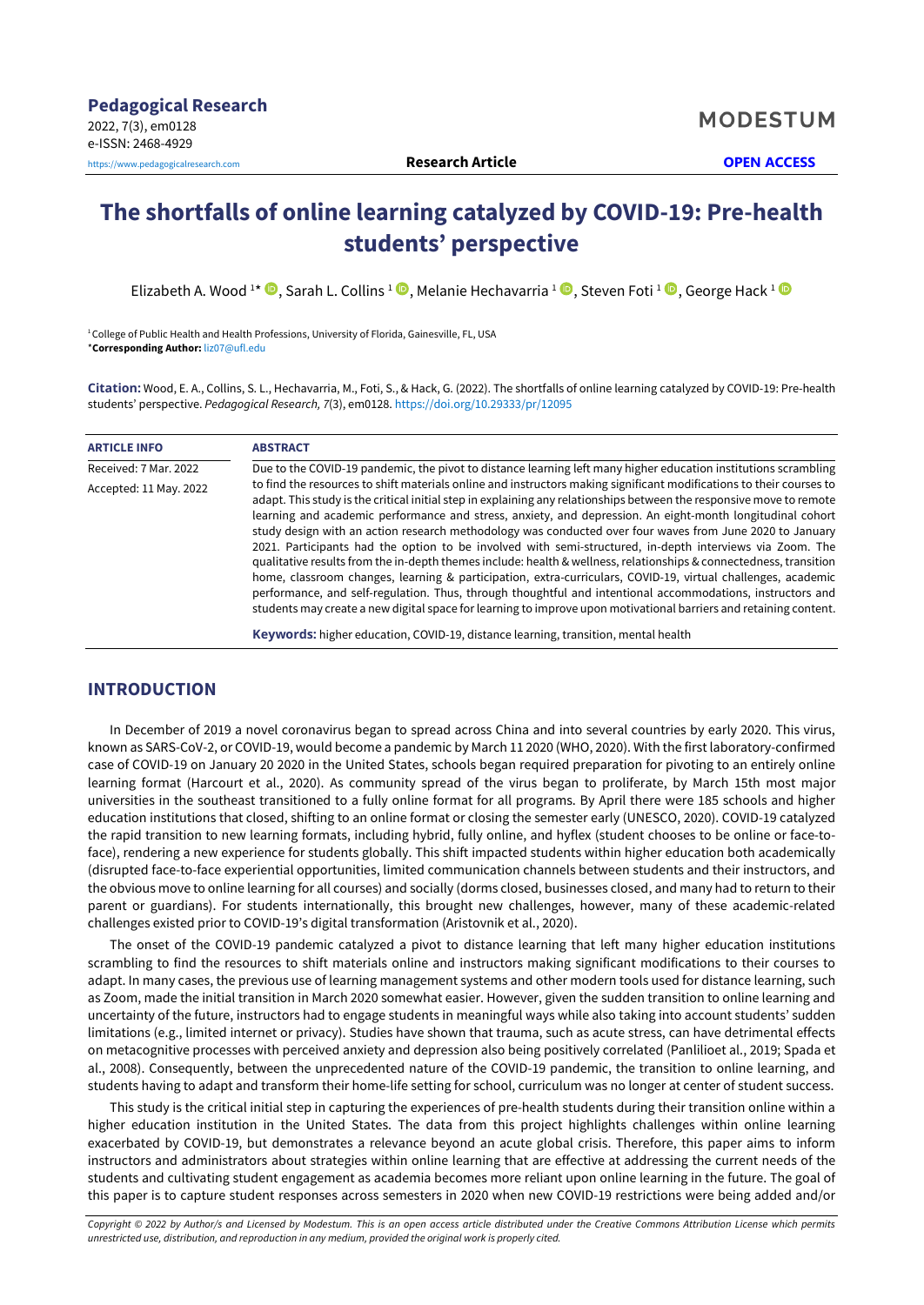Pedagogical Research
2022, 7(3), em0128
e-ISSN: 2468-4929

https://www.pedagogicalresearch.com

MODESTUM

Research Article

OPEN ACCESS

# The shortfalls of online learning catalyzed by COVID-19: Pre-health students' perspective

Elizabeth A. Wood [1*], Sarah L. Collins [1], Melanie Hechavarria [1], Steven Foti [1], George Hack [1]

[1] College of Public Health and Health Professions, University of Florida, Gainesville, FL, USA
*Corresponding Author: liz07@ufl.edu

**Citation:** Wood, E. A., Collins, S. L., Hechavarria, M., Foti, S., & Hack, G. (2022). The shortfalls of online learning catalyzed by COVID-19: Pre-health students' perspective. *Pedagogical Research, 7*(3), em0128. https://doi.org/10.29333/pr/12095

**ARTICLE INFO**

Received: 7 Mar. 2022

Accepted: 11 May. 2022

**ABSTRACT**

Due to the COVID-19 pandemic, the pivot to distance learning left many higher education institutions scrambling to find the resources to shift materials online and instructors making significant modifications to their courses to adapt. This study is the critical initial step in explaining any relationships between the responsive move to remote learning and academic performance and stress, anxiety, and depression. An eight-month longitudinal cohort study design with an action research methodology was conducted over four waves from June 2020 to January 2021. Participants had the option to be involved with semi-structured, in-depth interviews via Zoom. The qualitative results from the in-depth themes include: health & wellness, relationships & connectedness, transition home, classroom changes, learning & participation, extra-curriculars, COVID-19, virtual challenges, academic performance, and self-regulation. Thus, through thoughtful and intentional accommodations, instructors and students may create a new digital space for learning to improve upon motivational barriers and retaining content.

**Keywords:** higher education, COVID-19, distance learning, transition, mental health

## INTRODUCTION

In December of 2019 a novel coronavirus began to spread across China and into several countries by early 2020. This virus, known as SARS-CoV-2, or COVID-19, would become a pandemic by March 11 2020 (WHO, 2020). With the first laboratory-confirmed case of COVID-19 on January 20 2020 in the United States, schools began required preparation for pivoting to an entirely online learning format (Harcourt et al., 2020). As community spread of the virus began to proliferate, by March 15th most major universities in the southeast transitioned to a fully online format for all programs. By April there were 185 schools and higher education institutions that closed, shifting to an online format or closing the semester early (UNESCO, 2020). COVID-19 catalyzed the rapid transition to new learning formats, including hybrid, fully online, and hyflex (student chooses to be online or face-to-face), rendering a new experience for students globally. This shift impacted students within higher education both academically (disrupted face-to-face experiential opportunities, limited communication channels between students and their instructors, and the obvious move to online learning for all courses) and socially (dorms closed, businesses closed, and many had to return to their parent or guardians). For students internationally, this brought new challenges, however, many of these academic-related challenges existed prior to COVID-19's digital transformation (Aristovnik et al., 2020).

The onset of the COVID-19 pandemic catalyzed a pivot to distance learning that left many higher education institutions scrambling to find the resources to shift materials online and instructors making significant modifications to their courses to adapt. In many cases, the previous use of learning management systems and other modern tools used for distance learning, such as Zoom, made the initial transition in March 2020 somewhat easier. However, given the sudden transition to online learning and uncertainty of the future, instructors had to engage students in meaningful ways while also taking into account students' sudden limitations (e.g., limited internet or privacy). Studies have shown that trauma, such as acute stress, can have detrimental effects on metacognitive processes with perceived anxiety and depression also being positively correlated (Panlilioet al., 2019; Spada et al., 2008). Consequently, between the unprecedented nature of the COVID-19 pandemic, the transition to online learning, and students having to adapt and transform their home-life setting for school, curriculum was no longer at center of student success.

This study is the critical initial step in capturing the experiences of pre-health students during their transition online within a higher education institution in the United States. The data from this project highlights challenges within online learning exacerbated by COVID-19, but demonstrates a relevance beyond an acute global crisis. Therefore, this paper aims to inform instructors and administrators about strategies within online learning that are effective at addressing the current needs of the students and cultivating student engagement as academia becomes more reliant upon online learning in the future. The goal of this paper is to capture student responses across semesters in 2020 when new COVID-19 restrictions were being added and/or

*Copyright © 2022 by Author/s and Licensed by Modestum. This is an open access article distributed under the Creative Commons Attribution License which permits unrestricted use, distribution, and reproduction in any medium, provided the original work is properly cited.*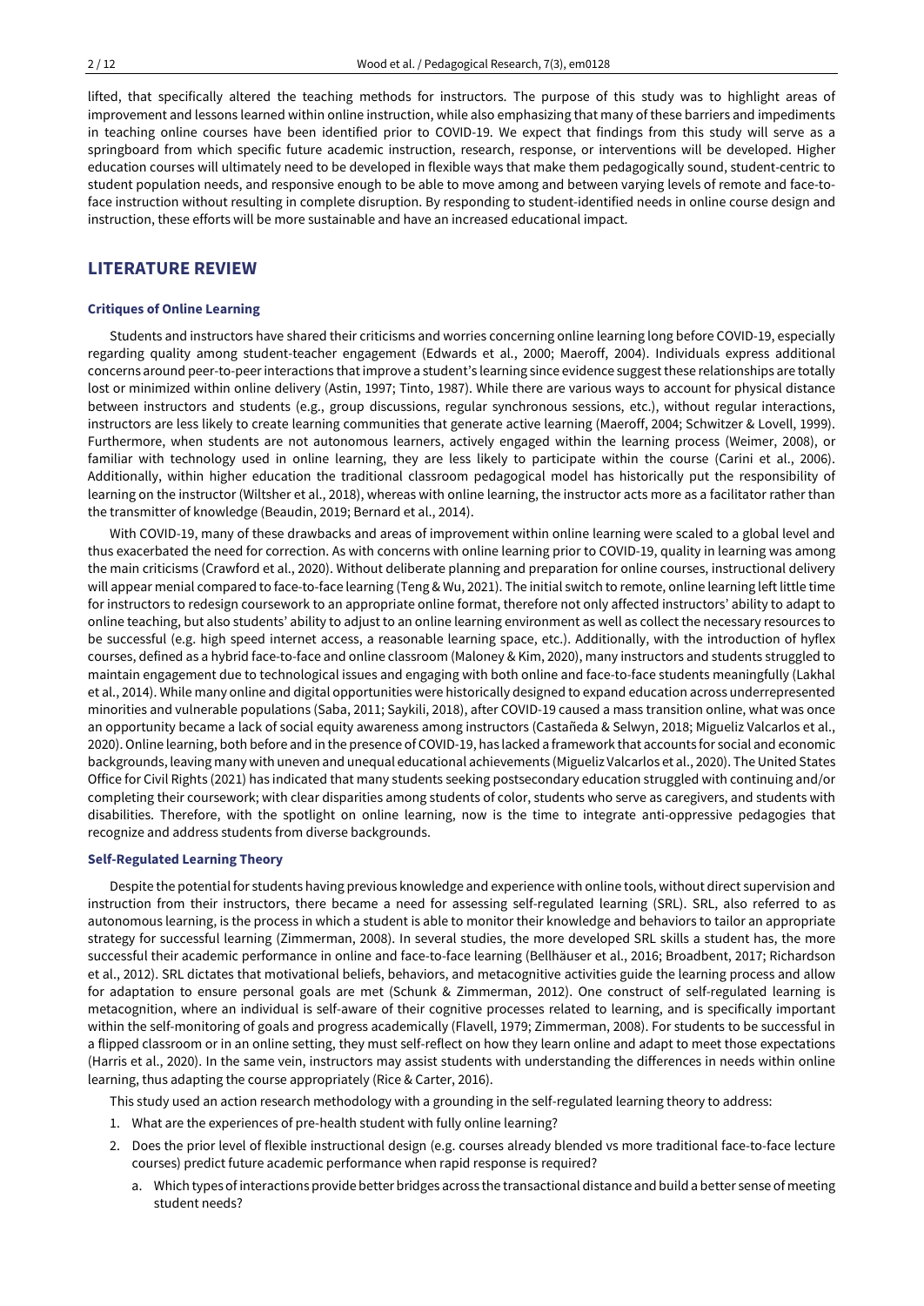lifted, that specifically altered the teaching methods for instructors. The purpose of this study was to highlight areas of improvement and lessons learned within online instruction, while also emphasizing that many of these barriers and impediments in teaching online courses have been identified prior to COVID-19. We expect that findings from this study will serve as a springboard from which specific future academic instruction, research, response, or interventions will be developed. Higher education courses will ultimately need to be developed in flexible ways that make them pedagogically sound, student-centric to student population needs, and responsive enough to be able to move among and between varying levels of remote and face-to-face instruction without resulting in complete disruption. By responding to student-identified needs in online course design and instruction, these efforts will be more sustainable and have an increased educational impact.

## LITERATURE REVIEW

### Critiques of Online Learning

Students and instructors have shared their criticisms and worries concerning online learning long before COVID-19, especially regarding quality among student-teacher engagement (Edwards et al., 2000; Maeroff, 2004). Individuals express additional concerns around peer-to-peer interactions that improve a student's learning since evidence suggest these relationships are totally lost or minimized within online delivery (Astin, 1997; Tinto, 1987). While there are various ways to account for physical distance between instructors and students (e.g., group discussions, regular synchronous sessions, etc.), without regular interactions, instructors are less likely to create learning communities that generate active learning (Maeroff, 2004; Schwitzer & Lovell, 1999). Furthermore, when students are not autonomous learners, actively engaged within the learning process (Weimer, 2008), or familiar with technology used in online learning, they are less likely to participate within the course (Carini et al., 2006). Additionally, within higher education the traditional classroom pedagogical model has historically put the responsibility of learning on the instructor (Wiltsher et al., 2018), whereas with online learning, the instructor acts more as a facilitator rather than the transmitter of knowledge (Beaudin, 2019; Bernard et al., 2014).

With COVID-19, many of these drawbacks and areas of improvement within online learning were scaled to a global level and thus exacerbated the need for correction. As with concerns with online learning prior to COVID-19, quality in learning was among the main criticisms (Crawford et al., 2020). Without deliberate planning and preparation for online courses, instructional delivery will appear menial compared to face-to-face learning (Teng & Wu, 2021). The initial switch to remote, online learning left little time for instructors to redesign coursework to an appropriate online format, therefore not only affected instructors' ability to adapt to online teaching, but also students' ability to adjust to an online learning environment as well as collect the necessary resources to be successful (e.g. high speed internet access, a reasonable learning space, etc.). Additionally, with the introduction of hyflex courses, defined as a hybrid face-to-face and online classroom (Maloney & Kim, 2020), many instructors and students struggled to maintain engagement due to technological issues and engaging with both online and face-to-face students meaningfully (Lakhal et al., 2014). While many online and digital opportunities were historically designed to expand education across underrepresented minorities and vulnerable populations (Saba, 2011; Saykili, 2018), after COVID-19 caused a mass transition online, what was once an opportunity became a lack of social equity awareness among instructors (Castañeda & Selwyn, 2018; Migueliz Valcarlos et al., 2020). Online learning, both before and in the presence of COVID-19, has lacked a framework that accounts for social and economic backgrounds, leaving many with uneven and unequal educational achievements (Migueliz Valcarlos et al., 2020). The United States Office for Civil Rights (2021) has indicated that many students seeking postsecondary education struggled with continuing and/or completing their coursework; with clear disparities among students of color, students who serve as caregivers, and students with disabilities. Therefore, with the spotlight on online learning, now is the time to integrate anti-oppressive pedagogies that recognize and address students from diverse backgrounds.

### Self-Regulated Learning Theory

Despite the potential for students having previous knowledge and experience with online tools, without direct supervision and instruction from their instructors, there became a need for assessing self-regulated learning (SRL). SRL, also referred to as autonomous learning, is the process in which a student is able to monitor their knowledge and behaviors to tailor an appropriate strategy for successful learning (Zimmerman, 2008). In several studies, the more developed SRL skills a student has, the more successful their academic performance in online and face-to-face learning (Bellhäuser et al., 2016; Broadbent, 2017; Richardson et al., 2012). SRL dictates that motivational beliefs, behaviors, and metacognitive activities guide the learning process and allow for adaptation to ensure personal goals are met (Schunk & Zimmerman, 2012). One construct of self-regulated learning is metacognition, where an individual is self-aware of their cognitive processes related to learning, and is specifically important within the self-monitoring of goals and progress academically (Flavell, 1979; Zimmerman, 2008). For students to be successful in a flipped classroom or in an online setting, they must self-reflect on how they learn online and adapt to meet those expectations (Harris et al., 2020). In the same vein, instructors may assist students with understanding the differences in needs within online learning, thus adapting the course appropriately (Rice & Carter, 2016).

This study used an action research methodology with a grounding in the self-regulated learning theory to address:

1. What are the experiences of pre-health student with fully online learning?
2. Does the prior level of flexible instructional design (e.g. courses already blended vs more traditional face-to-face lecture courses) predict future academic performance when rapid response is required?
   a. Which types of interactions provide better bridges across the transactional distance and build a better sense of meeting student needs?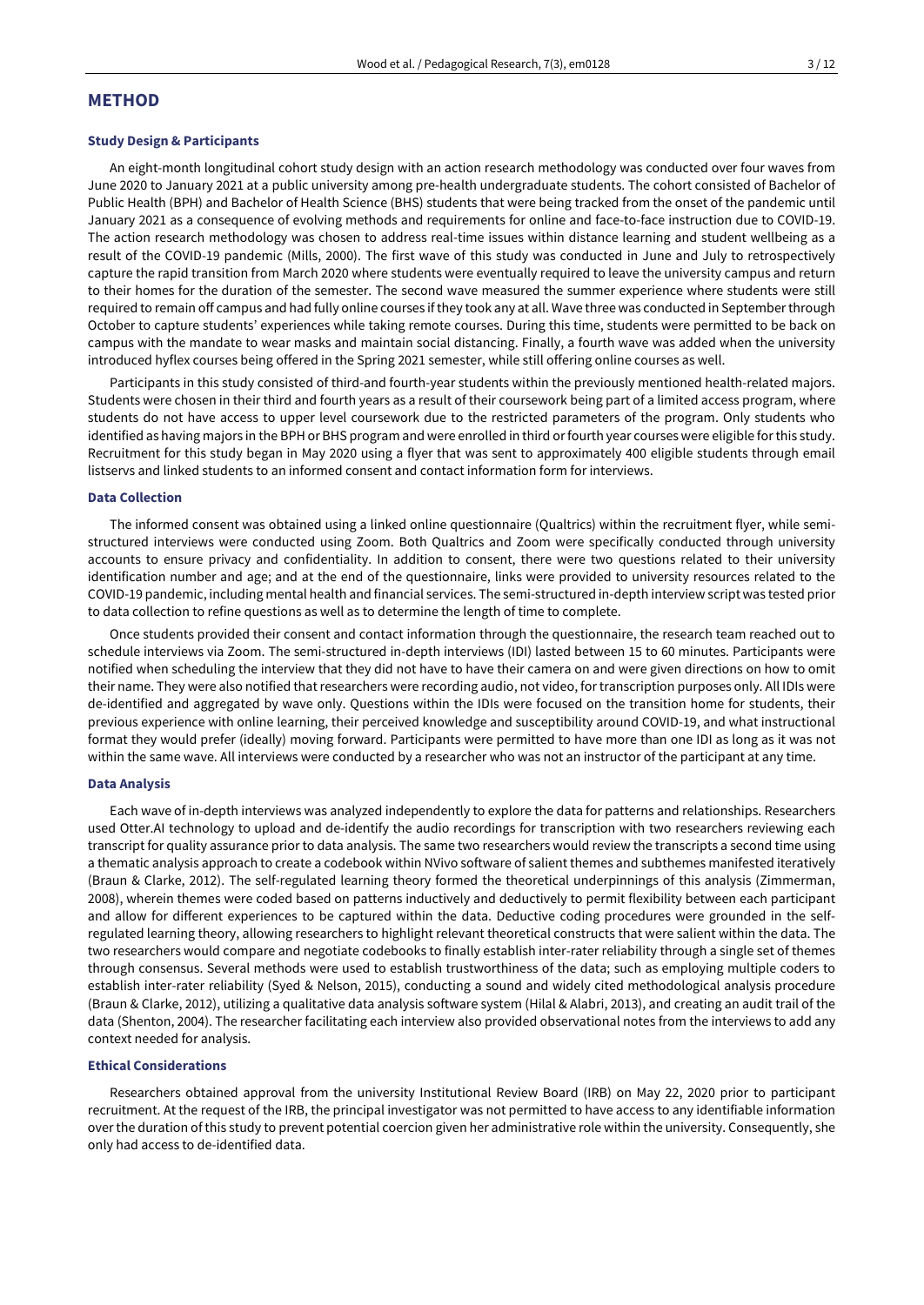## METHOD

### Study Design & Participants

An eight-month longitudinal cohort study design with an action research methodology was conducted over four waves from June 2020 to January 2021 at a public university among pre-health undergraduate students. The cohort consisted of Bachelor of Public Health (BPH) and Bachelor of Health Science (BHS) students that were being tracked from the onset of the pandemic until January 2021 as a consequence of evolving methods and requirements for online and face-to-face instruction due to COVID-19. The action research methodology was chosen to address real-time issues within distance learning and student wellbeing as a result of the COVID-19 pandemic (Mills, 2000). The first wave of this study was conducted in June and July to retrospectively capture the rapid transition from March 2020 where students were eventually required to leave the university campus and return to their homes for the duration of the semester. The second wave measured the summer experience where students were still required to remain off campus and had fully online courses if they took any at all. Wave three was conducted in September through October to capture students' experiences while taking remote courses. During this time, students were permitted to be back on campus with the mandate to wear masks and maintain social distancing. Finally, a fourth wave was added when the university introduced hyflex courses being offered in the Spring 2021 semester, while still offering online courses as well.

Participants in this study consisted of third-and fourth-year students within the previously mentioned health-related majors. Students were chosen in their third and fourth years as a result of their coursework being part of a limited access program, where students do not have access to upper level coursework due to the restricted parameters of the program. Only students who identified as having majors in the BPH or BHS program and were enrolled in third or fourth year courses were eligible for this study. Recruitment for this study began in May 2020 using a flyer that was sent to approximately 400 eligible students through email listservs and linked students to an informed consent and contact information form for interviews.

### Data Collection

The informed consent was obtained using a linked online questionnaire (Qualtrics) within the recruitment flyer, while semi-structured interviews were conducted using Zoom. Both Qualtrics and Zoom were specifically conducted through university accounts to ensure privacy and confidentiality. In addition to consent, there were two questions related to their university identification number and age; and at the end of the questionnaire, links were provided to university resources related to the COVID-19 pandemic, including mental health and financial services. The semi-structured in-depth interview script was tested prior to data collection to refine questions as well as to determine the length of time to complete.

Once students provided their consent and contact information through the questionnaire, the research team reached out to schedule interviews via Zoom. The semi-structured in-depth interviews (IDI) lasted between 15 to 60 minutes. Participants were notified when scheduling the interview that they did not have to have their camera on and were given directions on how to omit their name. They were also notified that researchers were recording audio, not video, for transcription purposes only. All IDIs were de-identified and aggregated by wave only. Questions within the IDIs were focused on the transition home for students, their previous experience with online learning, their perceived knowledge and susceptibility around COVID-19, and what instructional format they would prefer (ideally) moving forward. Participants were permitted to have more than one IDI as long as it was not within the same wave. All interviews were conducted by a researcher who was not an instructor of the participant at any time.

### Data Analysis

Each wave of in-depth interviews was analyzed independently to explore the data for patterns and relationships. Researchers used Otter.AI technology to upload and de-identify the audio recordings for transcription with two researchers reviewing each transcript for quality assurance prior to data analysis. The same two researchers would review the transcripts a second time using a thematic analysis approach to create a codebook within NVivo software of salient themes and subthemes manifested iteratively (Braun & Clarke, 2012). The self-regulated learning theory formed the theoretical underpinnings of this analysis (Zimmerman, 2008), wherein themes were coded based on patterns inductively and deductively to permit flexibility between each participant and allow for different experiences to be captured within the data. Deductive coding procedures were grounded in the self-regulated learning theory, allowing researchers to highlight relevant theoretical constructs that were salient within the data. The two researchers would compare and negotiate codebooks to finally establish inter-rater reliability through a single set of themes through consensus. Several methods were used to establish trustworthiness of the data; such as employing multiple coders to establish inter-rater reliability (Syed & Nelson, 2015), conducting a sound and widely cited methodological analysis procedure (Braun & Clarke, 2012), utilizing a qualitative data analysis software system (Hilal & Alabri, 2013), and creating an audit trail of the data (Shenton, 2004). The researcher facilitating each interview also provided observational notes from the interviews to add any context needed for analysis.

### Ethical Considerations

Researchers obtained approval from the university Institutional Review Board (IRB) on May 22, 2020 prior to participant recruitment. At the request of the IRB, the principal investigator was not permitted to have access to any identifiable information over the duration of this study to prevent potential coercion given her administrative role within the university. Consequently, she only had access to de-identified data.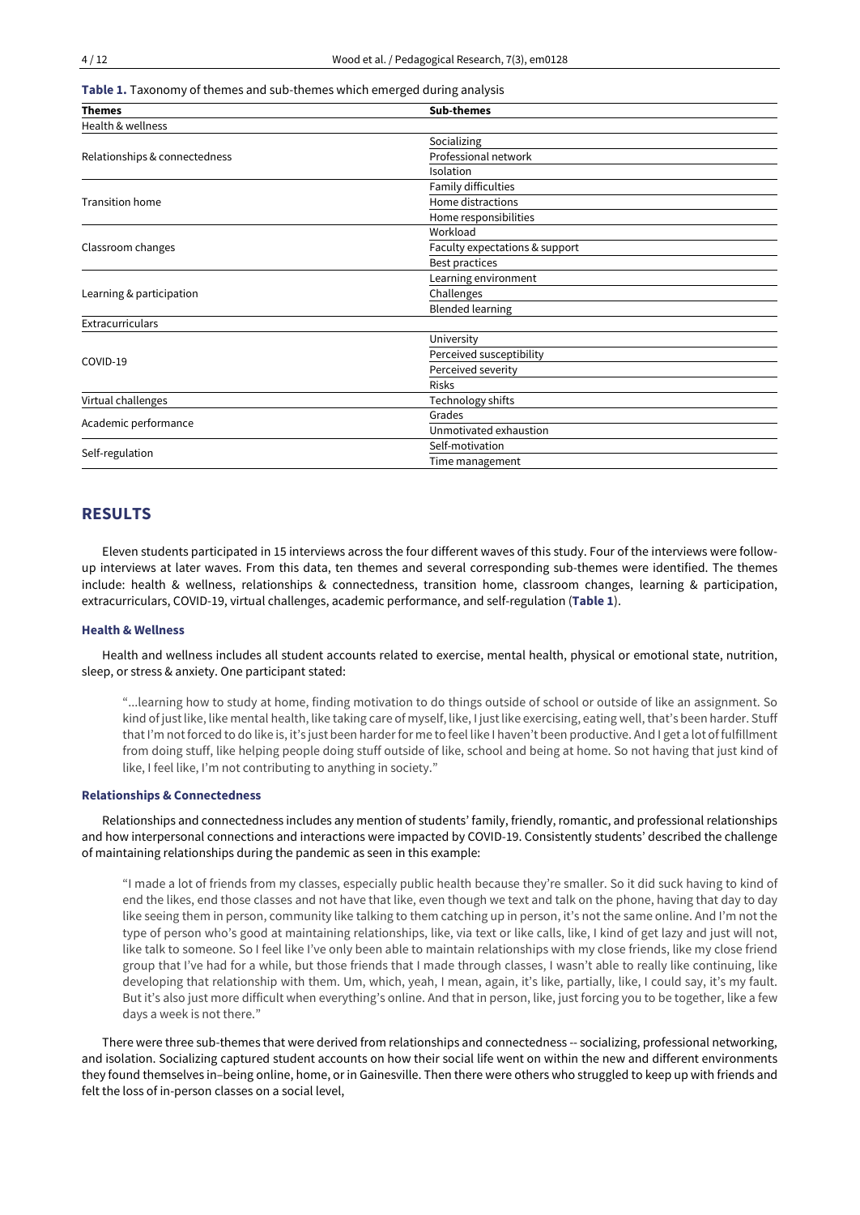**Table 1.** Taxonomy of themes and sub-themes which emerged during analysis

| Themes | Sub-themes |
|---|---|
| Health & wellness | |
| Relationships & connectedness | Socializing |
| | Professional network |
| | Isolation |
| Transition home | Family difficulties |
| | Home distractions |
| | Home responsibilities |
| Classroom changes | Workload |
| | Faculty expectations & support |
| | Best practices |
| Learning & participation | Learning environment |
| | Challenges |
| | Blended learning |
| Extracurriculars | |
| COVID-19 | University |
| | Perceived susceptibility |
| | Perceived severity |
| | Risks |
| Virtual challenges | Technology shifts |
| Academic performance | Grades |
| | Unmotivated exhaustion |
| Self-regulation | Self-motivation |
| | Time management |

## RESULTS

Eleven students participated in 15 interviews across the four different waves of this study. Four of the interviews were follow-up interviews at later waves. From this data, ten themes and several corresponding sub-themes were identified. The themes include: health & wellness, relationships & connectedness, transition home, classroom changes, learning & participation, extracurriculars, COVID-19, virtual challenges, academic performance, and self-regulation (**Table 1**).

### Health & Wellness

Health and wellness includes all student accounts related to exercise, mental health, physical or emotional state, nutrition, sleep, or stress & anxiety. One participant stated:

> "...learning how to study at home, finding motivation to do things outside of school or outside of like an assignment. So kind of just like, like mental health, like taking care of myself, like, I just like exercising, eating well, that's been harder. Stuff that I'm not forced to do like is, it's just been harder for me to feel like I haven't been productive. And I get a lot of fulfillment from doing stuff, like helping people doing stuff outside of like, school and being at home. So not having that just kind of like, I feel like, I'm not contributing to anything in society."

### Relationships & Connectedness

Relationships and connectedness includes any mention of students' family, friendly, romantic, and professional relationships and how interpersonal connections and interactions were impacted by COVID-19. Consistently students' described the challenge of maintaining relationships during the pandemic as seen in this example:

> "I made a lot of friends from my classes, especially public health because they're smaller. So it did suck having to kind of end the likes, end those classes and not have that like, even though we text and talk on the phone, having that day to day like seeing them in person, community like talking to them catching up in person, it's not the same online. And I'm not the type of person who's good at maintaining relationships, like, via text or like calls, like, I kind of get lazy and just will not, like talk to someone. So I feel like I've only been able to maintain relationships with my close friends, like my close friend group that I've had for a while, but those friends that I made through classes, I wasn't able to really like continuing, like developing that relationship with them. Um, which, yeah, I mean, again, it's like, partially, like, I could say, it's my fault. But it's also just more difficult when everything's online. And that in person, like, just forcing you to be together, like a few days a week is not there."

There were three sub-themes that were derived from relationships and connectedness -- socializing, professional networking, and isolation. Socializing captured student accounts on how their social life went on within the new and different environments they found themselves in–being online, home, or in Gainesville. Then there were others who struggled to keep up with friends and felt the loss of in-person classes on a social level,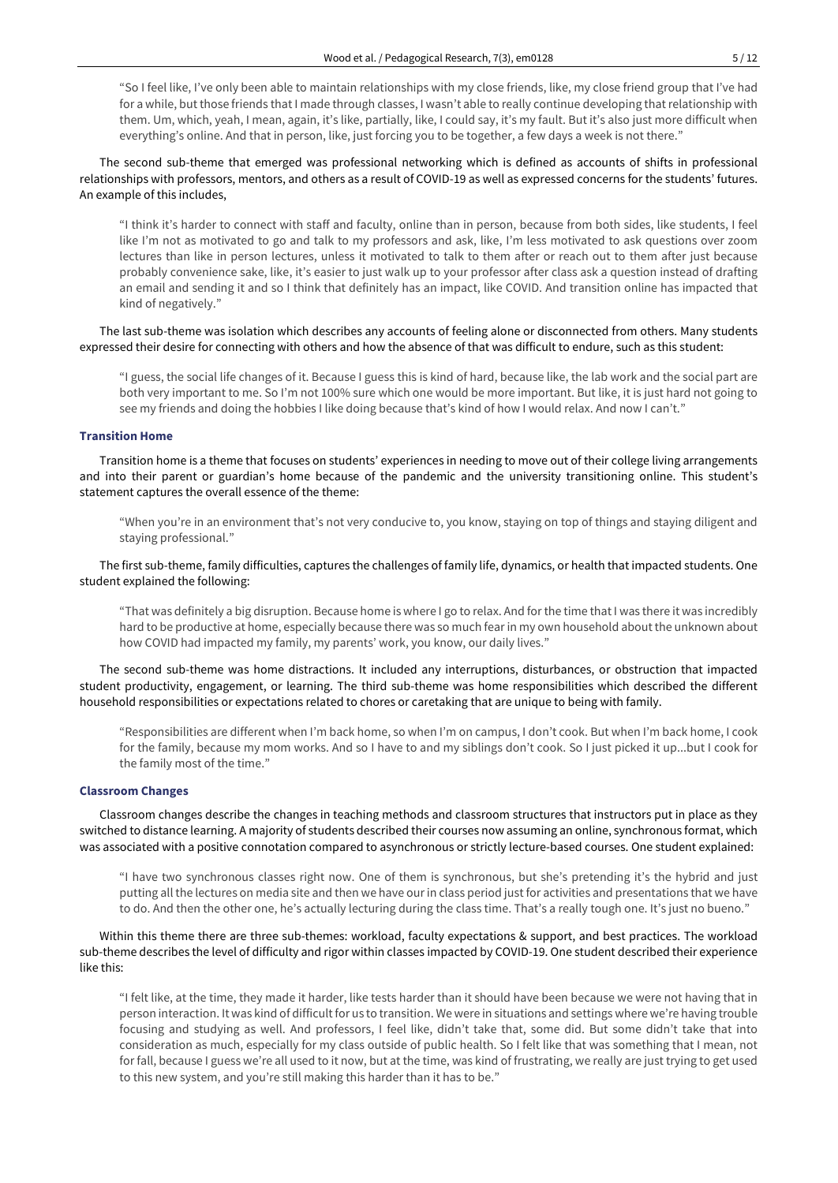"So I feel like, I've only been able to maintain relationships with my close friends, like, my close friend group that I've had for a while, but those friends that I made through classes, I wasn't able to really continue developing that relationship with them. Um, which, yeah, I mean, again, it's like, partially, like, I could say, it's my fault. But it's also just more difficult when everything's online. And that in person, like, just forcing you to be together, a few days a week is not there."

The second sub-theme that emerged was professional networking which is defined as accounts of shifts in professional relationships with professors, mentors, and others as a result of COVID-19 as well as expressed concerns for the students' futures. An example of this includes,

"I think it's harder to connect with staff and faculty, online than in person, because from both sides, like students, I feel like I'm not as motivated to go and talk to my professors and ask, like, I'm less motivated to ask questions over zoom lectures than like in person lectures, unless it motivated to talk to them after or reach out to them after just because probably convenience sake, like, it's easier to just walk up to your professor after class ask a question instead of drafting an email and sending it and so I think that definitely has an impact, like COVID. And transition online has impacted that kind of negatively."

The last sub-theme was isolation which describes any accounts of feeling alone or disconnected from others. Many students expressed their desire for connecting with others and how the absence of that was difficult to endure, such as this student:

"I guess, the social life changes of it. Because I guess this is kind of hard, because like, the lab work and the social part are both very important to me. So I'm not 100% sure which one would be more important. But like, it is just hard not going to see my friends and doing the hobbies I like doing because that's kind of how I would relax. And now I can't."

### Transition Home

Transition home is a theme that focuses on students' experiences in needing to move out of their college living arrangements and into their parent or guardian's home because of the pandemic and the university transitioning online. This student's statement captures the overall essence of the theme:

"When you're in an environment that's not very conducive to, you know, staying on top of things and staying diligent and staying professional."

The first sub-theme, family difficulties, captures the challenges of family life, dynamics, or health that impacted students. One student explained the following:

"That was definitely a big disruption. Because home is where I go to relax. And for the time that I was there it was incredibly hard to be productive at home, especially because there was so much fear in my own household about the unknown about how COVID had impacted my family, my parents' work, you know, our daily lives."

The second sub-theme was home distractions. It included any interruptions, disturbances, or obstruction that impacted student productivity, engagement, or learning. The third sub-theme was home responsibilities which described the different household responsibilities or expectations related to chores or caretaking that are unique to being with family.

"Responsibilities are different when I'm back home, so when I'm on campus, I don't cook. But when I'm back home, I cook for the family, because my mom works. And so I have to and my siblings don't cook. So I just picked it up...but I cook for the family most of the time."

### Classroom Changes

Classroom changes describe the changes in teaching methods and classroom structures that instructors put in place as they switched to distance learning. A majority of students described their courses now assuming an online, synchronous format, which was associated with a positive connotation compared to asynchronous or strictly lecture-based courses. One student explained:

"I have two synchronous classes right now. One of them is synchronous, but she's pretending it's the hybrid and just putting all the lectures on media site and then we have our in class period just for activities and presentations that we have to do. And then the other one, he's actually lecturing during the class time. That's a really tough one. It's just no bueno."

Within this theme there are three sub-themes: workload, faculty expectations & support, and best practices. The workload sub-theme describes the level of difficulty and rigor within classes impacted by COVID-19. One student described their experience like this:

"I felt like, at the time, they made it harder, like tests harder than it should have been because we were not having that in person interaction. It was kind of difficult for us to transition. We were in situations and settings where we're having trouble focusing and studying as well. And professors, I feel like, didn't take that, some did. But some didn't take that into consideration as much, especially for my class outside of public health. So I felt like that was something that I mean, not for fall, because I guess we're all used to it now, but at the time, was kind of frustrating, we really are just trying to get used to this new system, and you're still making this harder than it has to be."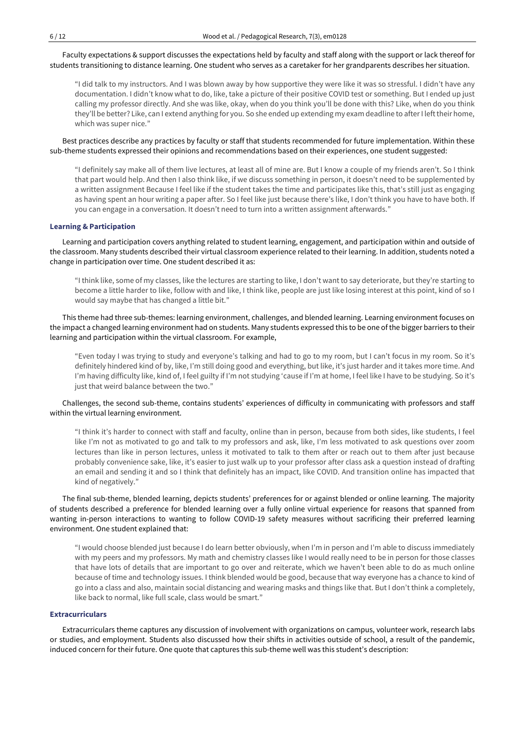Faculty expectations & support discusses the expectations held by faculty and staff along with the support or lack thereof for students transitioning to distance learning. One student who serves as a caretaker for her grandparents describes her situation.

> "I did talk to my instructors. And I was blown away by how supportive they were like it was so stressful. I didn't have any documentation. I didn't know what to do, like, take a picture of their positive COVID test or something. But I ended up just calling my professor directly. And she was like, okay, when do you think you'll be done with this? Like, when do you think they'll be better? Like, can I extend anything for you. So she ended up extending my exam deadline to after I left their home, which was super nice."

Best practices describe any practices by faculty or staff that students recommended for future implementation. Within these sub-theme students expressed their opinions and recommendations based on their experiences, one student suggested:

> "I definitely say make all of them live lectures, at least all of mine are. But I know a couple of my friends aren't. So I think that part would help. And then I also think like, if we discuss something in person, it doesn't need to be supplemented by a written assignment Because I feel like if the student takes the time and participates like this, that's still just as engaging as having spent an hour writing a paper after. So I feel like just because there's like, I don't think you have to have both. If you can engage in a conversation. It doesn't need to turn into a written assignment afterwards."

### Learning & Participation

Learning and participation covers anything related to student learning, engagement, and participation within and outside of the classroom. Many students described their virtual classroom experience related to their learning. In addition, students noted a change in participation over time. One student described it as:

> "I think like, some of my classes, like the lectures are starting to like, I don't want to say deteriorate, but they're starting to become a little harder to like, follow with and like, I think like, people are just like losing interest at this point, kind of so I would say maybe that has changed a little bit."

This theme had three sub-themes: learning environment, challenges, and blended learning. Learning environment focuses on the impact a changed learning environment had on students. Many students expressed this to be one of the bigger barriers to their learning and participation within the virtual classroom. For example,

> "Even today I was trying to study and everyone's talking and had to go to my room, but I can't focus in my room. So it's definitely hindered kind of by, like, I'm still doing good and everything, but like, it's just harder and it takes more time. And I'm having difficulty like, kind of, I feel guilty if I'm not studying 'cause if I'm at home, I feel like I have to be studying. So it's just that weird balance between the two."

Challenges, the second sub-theme, contains students' experiences of difficulty in communicating with professors and staff within the virtual learning environment.

> "I think it's harder to connect with staff and faculty, online than in person, because from both sides, like students, I feel like I'm not as motivated to go and talk to my professors and ask, like, I'm less motivated to ask questions over zoom lectures than like in person lectures, unless it motivated to talk to them after or reach out to them after just because probably convenience sake, like, it's easier to just walk up to your professor after class ask a question instead of drafting an email and sending it and so I think that definitely has an impact, like COVID. And transition online has impacted that kind of negatively."

The final sub-theme, blended learning, depicts students' preferences for or against blended or online learning. The majority of students described a preference for blended learning over a fully online virtual experience for reasons that spanned from wanting in-person interactions to wanting to follow COVID-19 safety measures without sacrificing their preferred learning environment. One student explained that:

> "I would choose blended just because I do learn better obviously, when I'm in person and I'm able to discuss immediately with my peers and my professors. My math and chemistry classes like I would really need to be in person for those classes that have lots of details that are important to go over and reiterate, which we haven't been able to do as much online because of time and technology issues. I think blended would be good, because that way everyone has a chance to kind of go into a class and also, maintain social distancing and wearing masks and things like that. But I don't think a completely, like back to normal, like full scale, class would be smart."

### Extracurriculars

Extracurriculars theme captures any discussion of involvement with organizations on campus, volunteer work, research labs or studies, and employment. Students also discussed how their shifts in activities outside of school, a result of the pandemic, induced concern for their future. One quote that captures this sub-theme well was this student's description: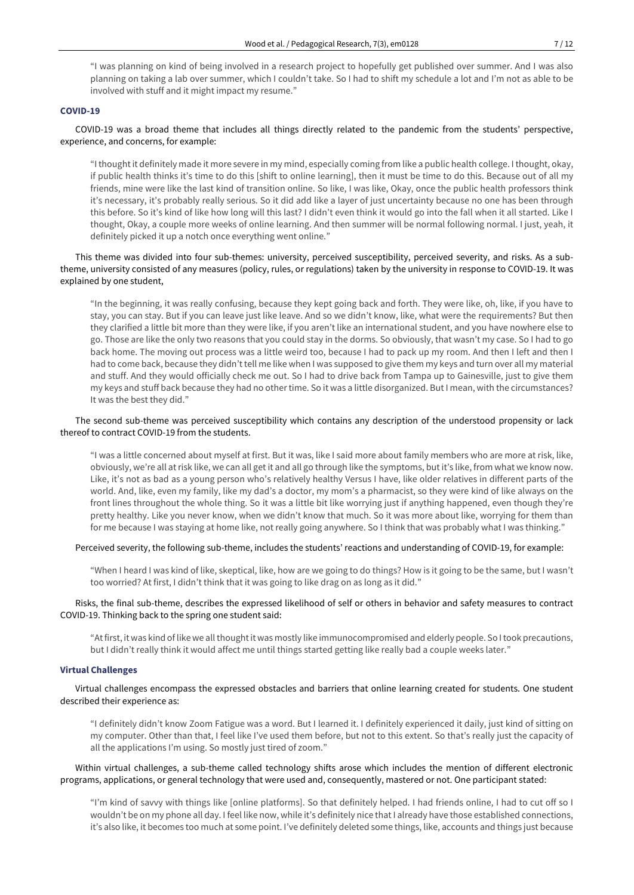"I was planning on kind of being involved in a research project to hopefully get published over summer. And I was also planning on taking a lab over summer, which I couldn't take. So I had to shift my schedule a lot and I'm not as able to be involved with stuff and it might impact my resume."

### COVID-19

COVID-19 was a broad theme that includes all things directly related to the pandemic from the students' perspective, experience, and concerns, for example:

> "I thought it definitely made it more severe in my mind, especially coming from like a public health college. I thought, okay, if public health thinks it's time to do this [shift to online learning], then it must be time to do this. Because out of all my friends, mine were like the last kind of transition online. So like, I was like, Okay, once the public health professors think it's necessary, it's probably really serious. So it did add like a layer of just uncertainty because no one has been through this before. So it's kind of like how long will this last? I didn't even think it would go into the fall when it all started. Like I thought, Okay, a couple more weeks of online learning. And then summer will be normal following normal. I just, yeah, it definitely picked it up a notch once everything went online."

This theme was divided into four sub-themes: university, perceived susceptibility, perceived severity, and risks. As a sub-theme, university consisted of any measures (policy, rules, or regulations) taken by the university in response to COVID-19. It was explained by one student,

> "In the beginning, it was really confusing, because they kept going back and forth. They were like, oh, like, if you have to stay, you can stay. But if you can leave just like leave. And so we didn't know, like, what were the requirements? But then they clarified a little bit more than they were like, if you aren't like an international student, and you have nowhere else to go. Those are like the only two reasons that you could stay in the dorms. So obviously, that wasn't my case. So I had to go back home. The moving out process was a little weird too, because I had to pack up my room. And then I left and then I had to come back, because they didn't tell me like when I was supposed to give them my keys and turn over all my material and stuff. And they would officially check me out. So I had to drive back from Tampa up to Gainesville, just to give them my keys and stuff back because they had no other time. So it was a little disorganized. But I mean, with the circumstances? It was the best they did."

The second sub-theme was perceived susceptibility which contains any description of the understood propensity or lack thereof to contract COVID-19 from the students.

> "I was a little concerned about myself at first. But it was, like I said more about family members who are more at risk, like, obviously, we're all at risk like, we can all get it and all go through like the symptoms, but it's like, from what we know now. Like, it's not as bad as a young person who's relatively healthy Versus I have, like older relatives in different parts of the world. And, like, even my family, like my dad's a doctor, my mom's a pharmacist, so they were kind of like always on the front lines throughout the whole thing. So it was a little bit like worrying just if anything happened, even though they're pretty healthy. Like you never know, when we didn't know that much. So it was more about like, worrying for them than for me because I was staying at home like, not really going anywhere. So I think that was probably what I was thinking."

Perceived severity, the following sub-theme, includes the students' reactions and understanding of COVID-19, for example:

> "When I heard I was kind of like, skeptical, like, how are we going to do things? How is it going to be the same, but I wasn't too worried? At first, I didn't think that it was going to like drag on as long as it did."

Risks, the final sub-theme, describes the expressed likelihood of self or others in behavior and safety measures to contract COVID-19. Thinking back to the spring one student said:

> "At first, it was kind of like we all thought it was mostly like immunocompromised and elderly people. So I took precautions, but I didn't really think it would affect me until things started getting like really bad a couple weeks later."

### Virtual Challenges

Virtual challenges encompass the expressed obstacles and barriers that online learning created for students. One student described their experience as:

> "I definitely didn't know Zoom Fatigue was a word. But I learned it. I definitely experienced it daily, just kind of sitting on my computer. Other than that, I feel like I've used them before, but not to this extent. So that's really just the capacity of all the applications I'm using. So mostly just tired of zoom."

Within virtual challenges, a sub-theme called technology shifts arose which includes the mention of different electronic programs, applications, or general technology that were used and, consequently, mastered or not. One participant stated:

> "I'm kind of savvy with things like [online platforms]. So that definitely helped. I had friends online, I had to cut off so I wouldn't be on my phone all day. I feel like now, while it's definitely nice that I already have those established connections, it's also like, it becomes too much at some point. I've definitely deleted some things, like, accounts and things just because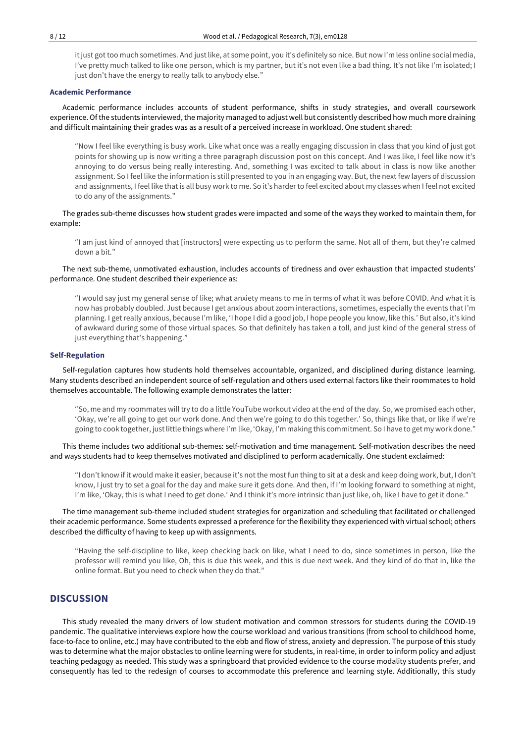it just got too much sometimes. And just like, at some point, you it's definitely so nice. But now I'm less online social media, I've pretty much talked to like one person, which is my partner, but it's not even like a bad thing. It's not like I'm isolated; I just don't have the energy to really talk to anybody else."

### Academic Performance

Academic performance includes accounts of student performance, shifts in study strategies, and overall coursework experience. Of the students interviewed, the majority managed to adjust well but consistently described how much more draining and difficult maintaining their grades was as a result of a perceived increase in workload. One student shared:

> "Now I feel like everything is busy work. Like what once was a really engaging discussion in class that you kind of just got points for showing up is now writing a three paragraph discussion post on this concept. And I was like, I feel like now it's annoying to do versus being really interesting. And, something I was excited to talk about in class is now like another assignment. So I feel like the information is still presented to you in an engaging way. But, the next few layers of discussion and assignments, I feel like that is all busy work to me. So it's harder to feel excited about my classes when I feel not excited to do any of the assignments."

The grades sub-theme discusses how student grades were impacted and some of the ways they worked to maintain them, for example:

> "I am just kind of annoyed that [instructors] were expecting us to perform the same. Not all of them, but they're calmed down a bit."

The next sub-theme, unmotivated exhaustion, includes accounts of tiredness and over exhaustion that impacted students' performance. One student described their experience as:

> "I would say just my general sense of like; what anxiety means to me in terms of what it was before COVID. And what it is now has probably doubled. Just because I get anxious about zoom interactions, sometimes, especially the events that I'm planning. I get really anxious, because I'm like, 'I hope I did a good job, I hope people you know, like this.' But also, it's kind of awkward during some of those virtual spaces. So that definitely has taken a toll, and just kind of the general stress of just everything that's happening."

### Self-Regulation

Self-regulation captures how students hold themselves accountable, organized, and disciplined during distance learning. Many students described an independent source of self-regulation and others used external factors like their roommates to hold themselves accountable. The following example demonstrates the latter:

> "So, me and my roommates will try to do a little YouTube workout video at the end of the day. So, we promised each other, 'Okay, we're all going to get our work done. And then we're going to do this together.' So, things like that, or like if we're going to cook together, just little things where I'm like, 'Okay, I'm making this commitment. So I have to get my work done."

This theme includes two additional sub-themes: self-motivation and time management. Self-motivation describes the need and ways students had to keep themselves motivated and disciplined to perform academically. One student exclaimed:

> "I don't know if it would make it easier, because it's not the most fun thing to sit at a desk and keep doing work, but, I don't know, I just try to set a goal for the day and make sure it gets done. And then, if I'm looking forward to something at night, I'm like, 'Okay, this is what I need to get done.' And I think it's more intrinsic than just like, oh, like I have to get it done."

The time management sub-theme included student strategies for organization and scheduling that facilitated or challenged their academic performance. Some students expressed a preference for the flexibility they experienced with virtual school; others described the difficulty of having to keep up with assignments.

> "Having the self-discipline to like, keep checking back on like, what I need to do, since sometimes in person, like the professor will remind you like, Oh, this is due this week, and this is due next week. And they kind of do that in, like the online format. But you need to check when they do that."

## DISCUSSION

This study revealed the many drivers of low student motivation and common stressors for students during the COVID-19 pandemic. The qualitative interviews explore how the course workload and various transitions (from school to childhood home, face-to-face to online, etc.) may have contributed to the ebb and flow of stress, anxiety and depression. The purpose of this study was to determine what the major obstacles to online learning were for students, in real-time, in order to inform policy and adjust teaching pedagogy as needed. This study was a springboard that provided evidence to the course modality students prefer, and consequently has led to the redesign of courses to accommodate this preference and learning style. Additionally, this study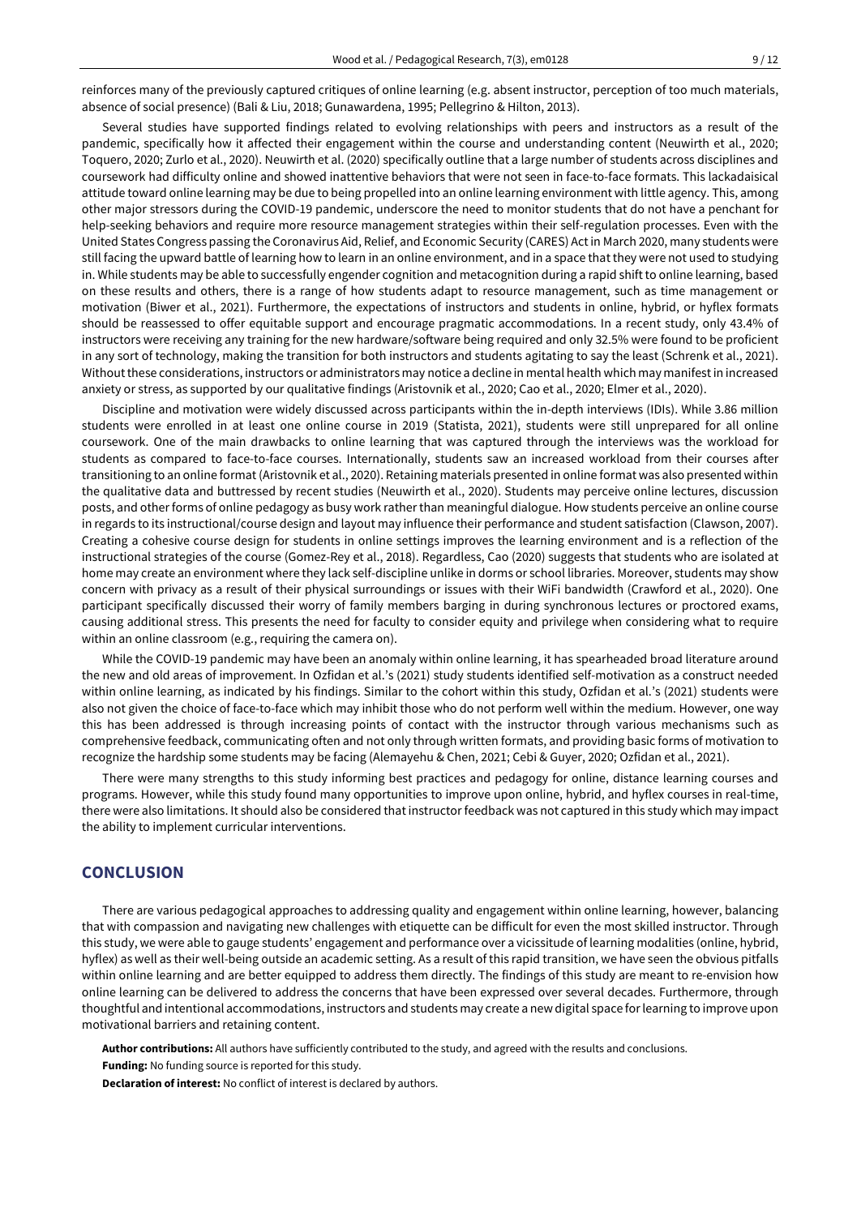reinforces many of the previously captured critiques of online learning (e.g. absent instructor, perception of too much materials, absence of social presence) (Bali & Liu, 2018; Gunawardena, 1995; Pellegrino & Hilton, 2013).

Several studies have supported findings related to evolving relationships with peers and instructors as a result of the pandemic, specifically how it affected their engagement within the course and understanding content (Neuwirth et al., 2020; Toquero, 2020; Zurlo et al., 2020). Neuwirth et al. (2020) specifically outline that a large number of students across disciplines and coursework had difficulty online and showed inattentive behaviors that were not seen in face-to-face formats. This lackadaisical attitude toward online learning may be due to being propelled into an online learning environment with little agency. This, among other major stressors during the COVID-19 pandemic, underscore the need to monitor students that do not have a penchant for help-seeking behaviors and require more resource management strategies within their self-regulation processes. Even with the United States Congress passing the Coronavirus Aid, Relief, and Economic Security (CARES) Act in March 2020, many students were still facing the upward battle of learning how to learn in an online environment, and in a space that they were not used to studying in. While students may be able to successfully engender cognition and metacognition during a rapid shift to online learning, based on these results and others, there is a range of how students adapt to resource management, such as time management or motivation (Biwer et al., 2021). Furthermore, the expectations of instructors and students in online, hybrid, or hyflex formats should be reassessed to offer equitable support and encourage pragmatic accommodations. In a recent study, only 43.4% of instructors were receiving any training for the new hardware/software being required and only 32.5% were found to be proficient in any sort of technology, making the transition for both instructors and students agitating to say the least (Schrenk et al., 2021). Without these considerations, instructors or administrators may notice a decline in mental health which may manifest in increased anxiety or stress, as supported by our qualitative findings (Aristovnik et al., 2020; Cao et al., 2020; Elmer et al., 2020).

Discipline and motivation were widely discussed across participants within the in-depth interviews (IDIs). While 3.86 million students were enrolled in at least one online course in 2019 (Statista, 2021), students were still unprepared for all online coursework. One of the main drawbacks to online learning that was captured through the interviews was the workload for students as compared to face-to-face courses. Internationally, students saw an increased workload from their courses after transitioning to an online format (Aristovnik et al., 2020). Retaining materials presented in online format was also presented within the qualitative data and buttressed by recent studies (Neuwirth et al., 2020). Students may perceive online lectures, discussion posts, and other forms of online pedagogy as busy work rather than meaningful dialogue. How students perceive an online course in regards to its instructional/course design and layout may influence their performance and student satisfaction (Clawson, 2007). Creating a cohesive course design for students in online settings improves the learning environment and is a reflection of the instructional strategies of the course (Gomez-Rey et al., 2018). Regardless, Cao (2020) suggests that students who are isolated at home may create an environment where they lack self-discipline unlike in dorms or school libraries. Moreover, students may show concern with privacy as a result of their physical surroundings or issues with their WiFi bandwidth (Crawford et al., 2020). One participant specifically discussed their worry of family members barging in during synchronous lectures or proctored exams, causing additional stress. This presents the need for faculty to consider equity and privilege when considering what to require within an online classroom (e.g., requiring the camera on).

While the COVID-19 pandemic may have been an anomaly within online learning, it has spearheaded broad literature around the new and old areas of improvement. In Ozfidan et al.'s (2021) study students identified self-motivation as a construct needed within online learning, as indicated by his findings. Similar to the cohort within this study, Ozfidan et al.'s (2021) students were also not given the choice of face-to-face which may inhibit those who do not perform well within the medium. However, one way this has been addressed is through increasing points of contact with the instructor through various mechanisms such as comprehensive feedback, communicating often and not only through written formats, and providing basic forms of motivation to recognize the hardship some students may be facing (Alemayehu & Chen, 2021; Cebi & Guyer, 2020; Ozfidan et al., 2021).

There were many strengths to this study informing best practices and pedagogy for online, distance learning courses and programs. However, while this study found many opportunities to improve upon online, hybrid, and hyflex courses in real-time, there were also limitations. It should also be considered that instructor feedback was not captured in this study which may impact the ability to implement curricular interventions.

## CONCLUSION

There are various pedagogical approaches to addressing quality and engagement within online learning, however, balancing that with compassion and navigating new challenges with etiquette can be difficult for even the most skilled instructor. Through this study, we were able to gauge students' engagement and performance over a vicissitude of learning modalities (online, hybrid, hyflex) as well as their well-being outside an academic setting. As a result of this rapid transition, we have seen the obvious pitfalls within online learning and are better equipped to address them directly. The findings of this study are meant to re-envision how online learning can be delivered to address the concerns that have been expressed over several decades. Furthermore, through thoughtful and intentional accommodations, instructors and students may create a new digital space for learning to improve upon motivational barriers and retaining content.

**Author contributions:** All authors have sufficiently contributed to the study, and agreed with the results and conclusions.

**Funding:** No funding source is reported for this study.

**Declaration of interest:** No conflict of interest is declared by authors.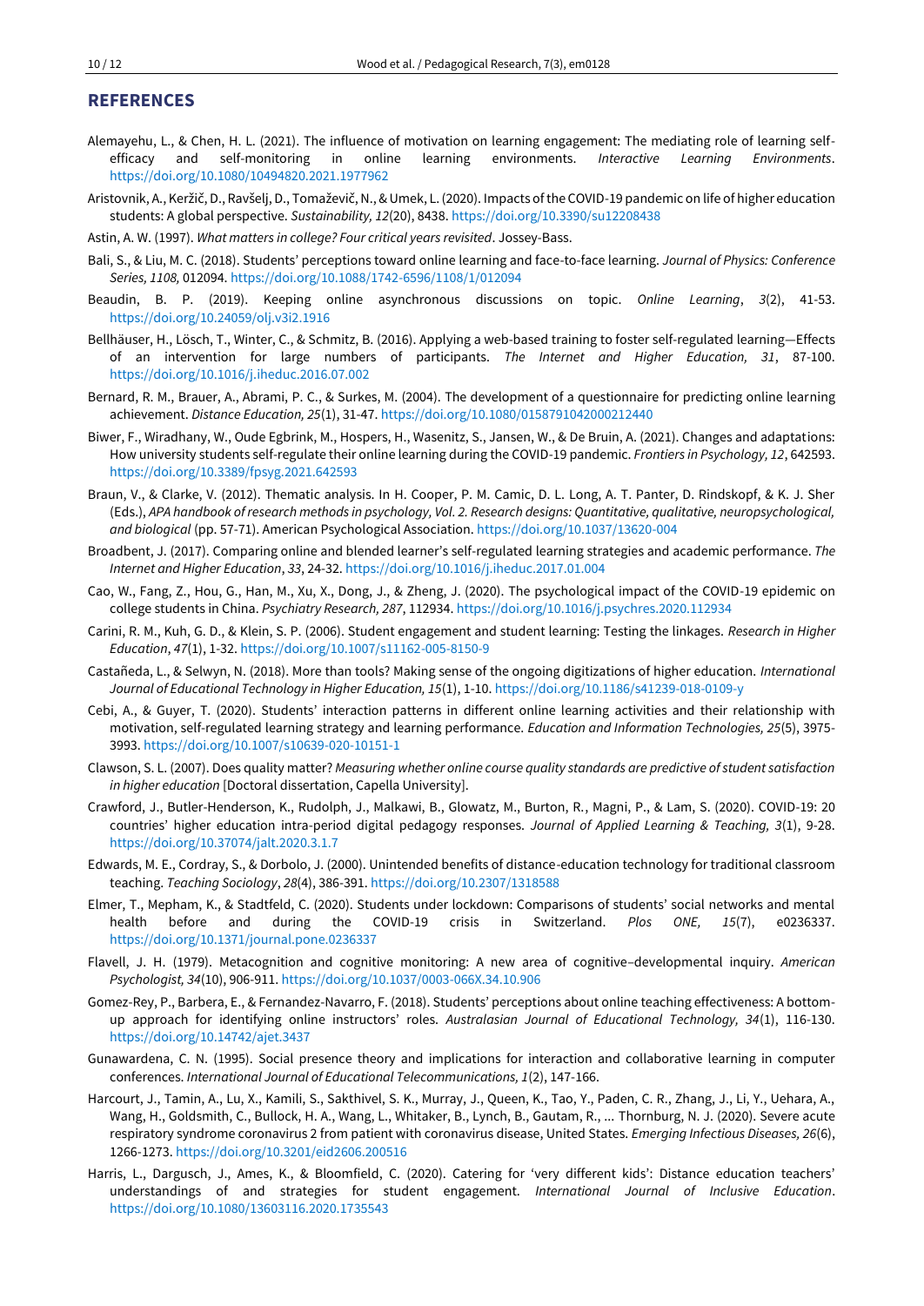## REFERENCES

Alemayehu, L., & Chen, H. L. (2021). The influence of motivation on learning engagement: The mediating role of learning self-efficacy and self-monitoring in online learning environments. *Interactive Learning Environments*. https://doi.org/10.1080/10494820.2021.1977962

Aristovnik, A., Keržič, D., Ravšelj, D., Tomaževič, N., & Umek, L. (2020). Impacts of the COVID-19 pandemic on life of higher education students: A global perspective. *Sustainability, 12*(20), 8438. https://doi.org/10.3390/su12208438

Astin, A. W. (1997). *What matters in college? Four critical years revisited*. Jossey-Bass.

Bali, S., & Liu, M. C. (2018). Students' perceptions toward online learning and face-to-face learning. *Journal of Physics: Conference Series, 1108,* 012094. https://doi.org/10.1088/1742-6596/1108/1/012094

Beaudin, B. P. (2019). Keeping online asynchronous discussions on topic. *Online Learning*, *3*(2), 41-53. https://doi.org/10.24059/olj.v3i2.1916

Bellhäuser, H., Lösch, T., Winter, C., & Schmitz, B. (2016). Applying a web-based training to foster self-regulated learning—Effects of an intervention for large numbers of participants. *The Internet and Higher Education, 31*, 87-100. https://doi.org/10.1016/j.iheduc.2016.07.002

Bernard, R. M., Brauer, A., Abrami, P. C., & Surkes, M. (2004). The development of a questionnaire for predicting online learning achievement. *Distance Education, 25*(1), 31-47. https://doi.org/10.1080/0158791042000212440

Biwer, F., Wiradhany, W., Oude Egbrink, M., Hospers, H., Wasenitz, S., Jansen, W., & De Bruin, A. (2021). Changes and adaptations: How university students self-regulate their online learning during the COVID-19 pandemic. *Frontiers in Psychology, 12*, 642593. https://doi.org/10.3389/fpsyg.2021.642593

Braun, V., & Clarke, V. (2012). Thematic analysis. In H. Cooper, P. M. Camic, D. L. Long, A. T. Panter, D. Rindskopf, & K. J. Sher (Eds.), *APA handbook of research methods in psychology, Vol. 2. Research designs: Quantitative, qualitative, neuropsychological, and biological* (pp. 57-71). American Psychological Association. https://doi.org/10.1037/13620-004

Broadbent, J. (2017). Comparing online and blended learner's self-regulated learning strategies and academic performance. *The Internet and Higher Education*, *33*, 24-32. https://doi.org/10.1016/j.iheduc.2017.01.004

Cao, W., Fang, Z., Hou, G., Han, M., Xu, X., Dong, J., & Zheng, J. (2020). The psychological impact of the COVID-19 epidemic on college students in China. *Psychiatry Research, 287*, 112934. https://doi.org/10.1016/j.psychres.2020.112934

Carini, R. M., Kuh, G. D., & Klein, S. P. (2006). Student engagement and student learning: Testing the linkages. *Research in Higher Education*, *47*(1), 1-32. https://doi.org/10.1007/s11162-005-8150-9

Castañeda, L., & Selwyn, N. (2018). More than tools? Making sense of the ongoing digitizations of higher education. *International Journal of Educational Technology in Higher Education, 15*(1), 1-10. https://doi.org/10.1186/s41239-018-0109-y

Cebi, A., & Guyer, T. (2020). Students' interaction patterns in different online learning activities and their relationship with motivation, self-regulated learning strategy and learning performance. *Education and Information Technologies, 25*(5), 3975-3993. https://doi.org/10.1007/s10639-020-10151-1

Clawson, S. L. (2007). Does quality matter? *Measuring whether online course quality standards are predictive of student satisfaction in higher education* [Doctoral dissertation, Capella University].

Crawford, J., Butler-Henderson, K., Rudolph, J., Malkawi, B., Glowatz, M., Burton, R., Magni, P., & Lam, S. (2020). COVID-19: 20 countries' higher education intra-period digital pedagogy responses. *Journal of Applied Learning & Teaching, 3*(1), 9-28. https://doi.org/10.37074/jalt.2020.3.1.7

Edwards, M. E., Cordray, S., & Dorbolo, J. (2000). Unintended benefits of distance-education technology for traditional classroom teaching. *Teaching Sociology*, *28*(4), 386-391. https://doi.org/10.2307/1318588

Elmer, T., Mepham, K., & Stadtfeld, C. (2020). Students under lockdown: Comparisons of students' social networks and mental health before and during the COVID-19 crisis in Switzerland. *Plos ONE, 15*(7), e0236337. https://doi.org/10.1371/journal.pone.0236337

Flavell, J. H. (1979). Metacognition and cognitive monitoring: A new area of cognitive–developmental inquiry. *American Psychologist, 34*(10), 906-911. https://doi.org/10.1037/0003-066X.34.10.906

Gomez-Rey, P., Barbera, E., & Fernandez-Navarro, F. (2018). Students' perceptions about online teaching effectiveness: A bottom-up approach for identifying online instructors' roles. *Australasian Journal of Educational Technology, 34*(1), 116-130. https://doi.org/10.14742/ajet.3437

Gunawardena, C. N. (1995). Social presence theory and implications for interaction and collaborative learning in computer conferences. *International Journal of Educational Telecommunications, 1*(2), 147-166.

Harcourt, J., Tamin, A., Lu, X., Kamili, S., Sakthivel, S. K., Murray, J., Queen, K., Tao, Y., Paden, C. R., Zhang, J., Li, Y., Uehara, A., Wang, H., Goldsmith, C., Bullock, H. A., Wang, L., Whitaker, B., Lynch, B., Gautam, R., ... Thornburg, N. J. (2020). Severe acute respiratory syndrome coronavirus 2 from patient with coronavirus disease, United States. *Emerging Infectious Diseases, 26*(6), 1266-1273. https://doi.org/10.3201/eid2606.200516

Harris, L., Dargusch, J., Ames, K., & Bloomfield, C. (2020). Catering for 'very different kids': Distance education teachers' understandings of and strategies for student engagement. *International Journal of Inclusive Education*. https://doi.org/10.1080/13603116.2020.1735543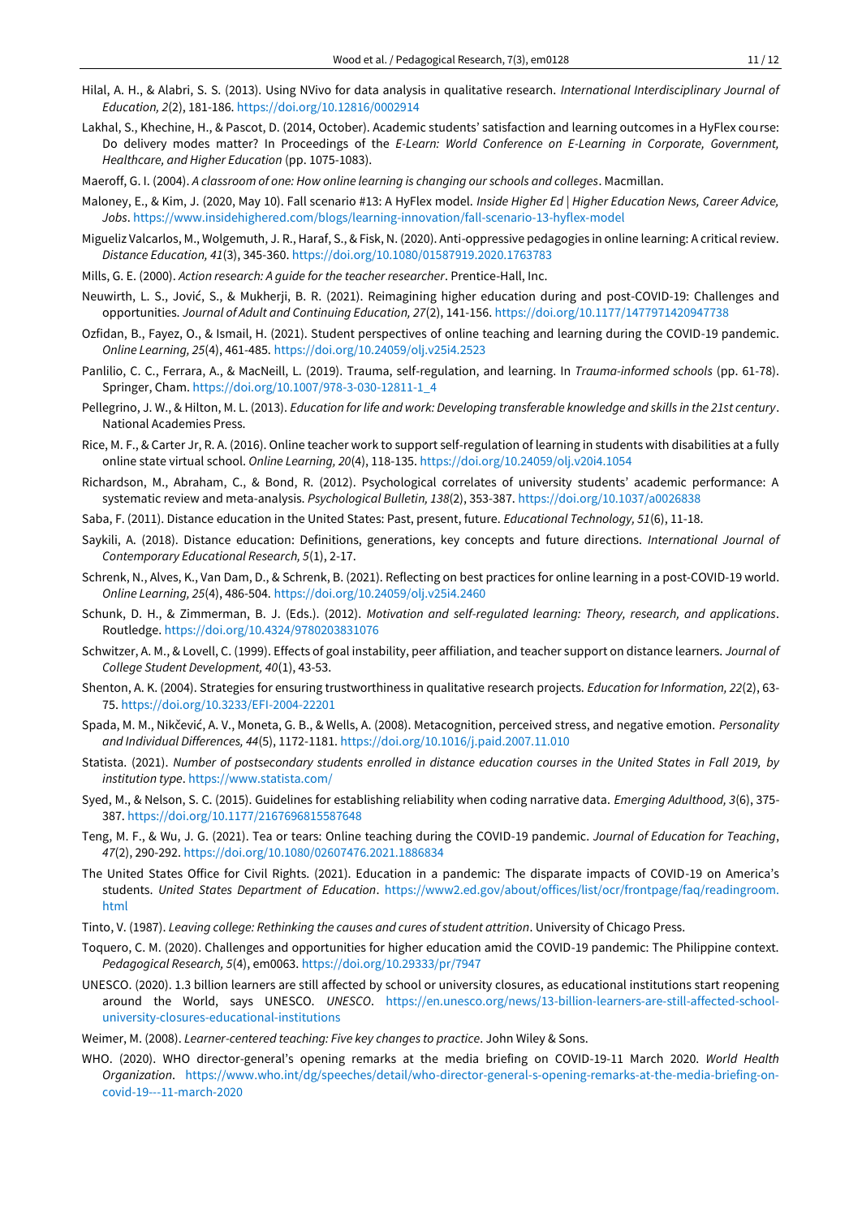Hilal, A. H., & Alabri, S. S. (2013). Using NVivo for data analysis in qualitative research. *International Interdisciplinary Journal of Education, 2*(2), 181-186. https://doi.org/10.12816/0002914

Lakhal, S., Khechine, H., & Pascot, D. (2014, October). Academic students' satisfaction and learning outcomes in a HyFlex course: Do delivery modes matter? In Proceedings of the *E-Learn: World Conference on E-Learning in Corporate, Government, Healthcare, and Higher Education* (pp. 1075-1083).

Maeroff, G. I. (2004). *A classroom of one: How online learning is changing our schools and colleges*. Macmillan.

Maloney, E., & Kim, J. (2020, May 10). Fall scenario #13: A HyFlex model. *Inside Higher Ed | Higher Education News, Career Advice, Jobs*. https://www.insidehighered.com/blogs/learning-innovation/fall-scenario-13-hyflex-model

Migueliz Valcarlos, M., Wolgemuth, J. R., Haraf, S., & Fisk, N. (2020). Anti-oppressive pedagogies in online learning: A critical review. *Distance Education, 41*(3), 345-360. https://doi.org/10.1080/01587919.2020.1763783

Mills, G. E. (2000). *Action research: A guide for the teacher researcher*. Prentice-Hall, Inc.

Neuwirth, L. S., Jović, S., & Mukherji, B. R. (2021). Reimagining higher education during and post-COVID-19: Challenges and opportunities. *Journal of Adult and Continuing Education, 27*(2), 141-156. https://doi.org/10.1177/1477971420947738

Ozfidan, B., Fayez, O., & Ismail, H. (2021). Student perspectives of online teaching and learning during the COVID-19 pandemic. *Online Learning, 25*(4), 461-485. https://doi.org/10.24059/olj.v25i4.2523

Panlilio, C. C., Ferrara, A., & MacNeill, L. (2019). Trauma, self-regulation, and learning. In *Trauma-informed schools* (pp. 61-78). Springer, Cham. https://doi.org/10.1007/978-3-030-12811-1_4

Pellegrino, J. W., & Hilton, M. L. (2013). *Education for life and work: Developing transferable knowledge and skills in the 21st century*. National Academies Press.

Rice, M. F., & Carter Jr, R. A. (2016). Online teacher work to support self-regulation of learning in students with disabilities at a fully online state virtual school. *Online Learning, 20*(4), 118-135. https://doi.org/10.24059/olj.v20i4.1054

Richardson, M., Abraham, C., & Bond, R. (2012). Psychological correlates of university students' academic performance: A systematic review and meta-analysis. *Psychological Bulletin, 138*(2), 353-387. https://doi.org/10.1037/a0026838

Saba, F. (2011). Distance education in the United States: Past, present, future. *Educational Technology, 51*(6), 11-18.

Saykili, A. (2018). Distance education: Definitions, generations, key concepts and future directions. *International Journal of Contemporary Educational Research, 5*(1), 2-17.

Schrenk, N., Alves, K., Van Dam, D., & Schrenk, B. (2021). Reflecting on best practices for online learning in a post-COVID-19 world. *Online Learning, 25*(4), 486-504. https://doi.org/10.24059/olj.v25i4.2460

Schunk, D. H., & Zimmerman, B. J. (Eds.). (2012). *Motivation and self-regulated learning: Theory, research, and applications*. Routledge. https://doi.org/10.4324/9780203831076

Schwitzer, A. M., & Lovell, C. (1999). Effects of goal instability, peer affiliation, and teacher support on distance learners. *Journal of College Student Development, 40*(1), 43-53.

Shenton, A. K. (2004). Strategies for ensuring trustworthiness in qualitative research projects. *Education for Information, 22*(2), 63-75. https://doi.org/10.3233/EFI-2004-22201

Spada, M. M., Nikčević, A. V., Moneta, G. B., & Wells, A. (2008). Metacognition, perceived stress, and negative emotion. *Personality and Individual Differences, 44*(5), 1172-1181. https://doi.org/10.1016/j.paid.2007.11.010

Statista. (2021). *Number of postsecondary students enrolled in distance education courses in the United States in Fall 2019, by institution type*. https://www.statista.com/

Syed, M., & Nelson, S. C. (2015). Guidelines for establishing reliability when coding narrative data. *Emerging Adulthood, 3*(6), 375-387. https://doi.org/10.1177/2167696815587648

Teng, M. F., & Wu, J. G. (2021). Tea or tears: Online teaching during the COVID-19 pandemic. *Journal of Education for Teaching*, *47*(2), 290-292. https://doi.org/10.1080/02607476.2021.1886834

The United States Office for Civil Rights. (2021). Education in a pandemic: The disparate impacts of COVID-19 on America's students. *United States Department of Education*. https://www2.ed.gov/about/offices/list/ocr/frontpage/faq/readingroom.html

Tinto, V. (1987). *Leaving college: Rethinking the causes and cures of student attrition*. University of Chicago Press.

Toquero, C. M. (2020). Challenges and opportunities for higher education amid the COVID-19 pandemic: The Philippine context. *Pedagogical Research, 5*(4), em0063. https://doi.org/10.29333/pr/7947

UNESCO. (2020). 1.3 billion learners are still affected by school or university closures, as educational institutions start reopening around the World, says UNESCO. *UNESCO*. https://en.unesco.org/news/13-billion-learners-are-still-affected-school-university-closures-educational-institutions

Weimer, M. (2008). *Learner-centered teaching: Five key changes to practice*. John Wiley & Sons.

WHO. (2020). WHO director-general's opening remarks at the media briefing on COVID-19-11 March 2020. *World Health Organization*. https://www.who.int/dg/speeches/detail/who-director-general-s-opening-remarks-at-the-media-briefing-on-covid-19---11-march-2020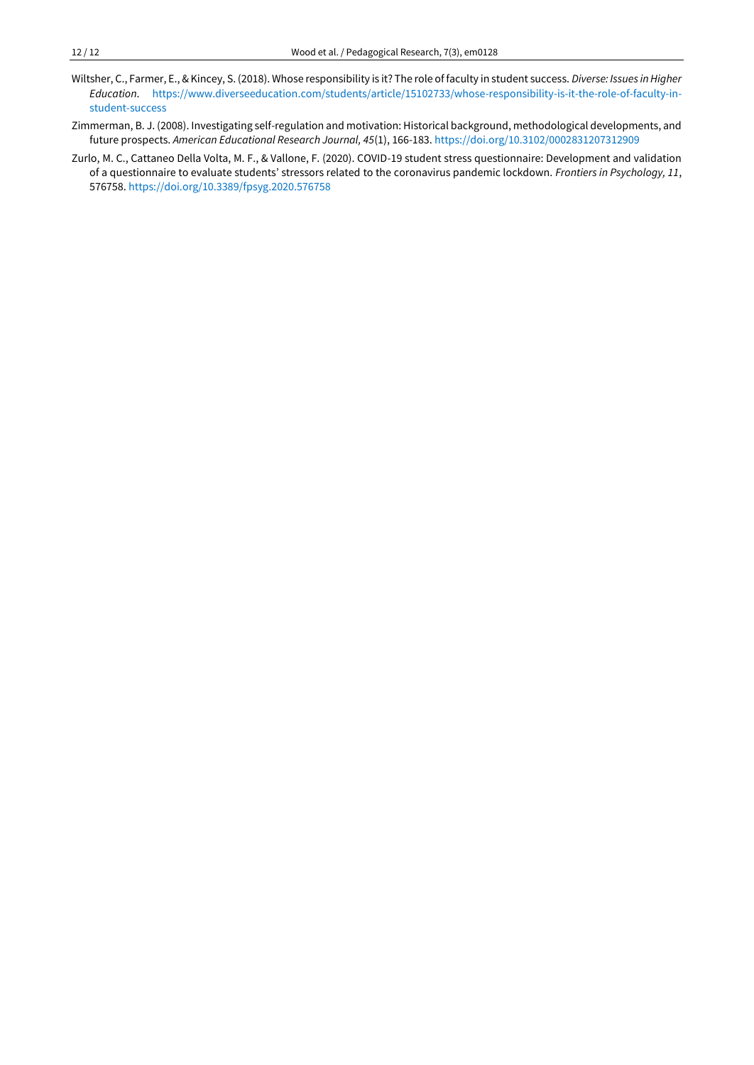Wiltsher, C., Farmer, E., & Kincey, S. (2018). Whose responsibility is it? The role of faculty in student success. *Diverse: Issues in Higher Education*. https://www.diverseeducation.com/students/article/15102733/whose-responsibility-is-it-the-role-of-faculty-in-student-success

Zimmerman, B. J. (2008). Investigating self-regulation and motivation: Historical background, methodological developments, and future prospects. *American Educational Research Journal, 45*(1), 166-183. https://doi.org/10.3102/0002831207312909

Zurlo, M. C., Cattaneo Della Volta, M. F., & Vallone, F. (2020). COVID-19 student stress questionnaire: Development and validation of a questionnaire to evaluate students' stressors related to the coronavirus pandemic lockdown. *Frontiers in Psychology, 11*, 576758. https://doi.org/10.3389/fpsyg.2020.576758